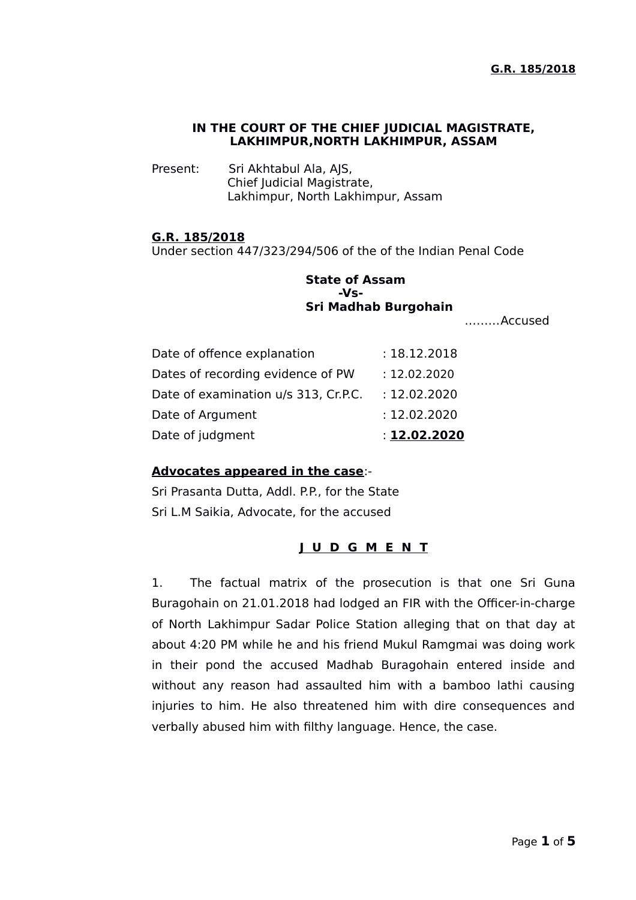**G.R. 185/2018**

**IN THE COURT OF THE CHIEF JUDICIAL MAGISTRATE, LAKHIMPUR,NORTH LAKHIMPUR, ASSAM**

Present: Sri Akhtabul Ala, AJS,
Chief Judicial Magistrate,
Lakhimpur, North Lakhimpur, Assam

**G.R. 185/2018**
Under section 447/323/294/506 of the of the Indian Penal Code

**State of Assam**
**-Vs-**
**Sri Madhab Burgohain**
………Accused

| | |
|---|---|
| Date of offence explanation | : 18.12.2018 |
| Dates of recording evidence of PW | : 12.02.2020 |
| Date of examination u/s 313, Cr.P.C. | : 12.02.2020 |
| Date of Argument | : 12.02.2020 |
| Date of judgment | : **12.02.2020** |

**Advocates appeared in the case**:-
Sri Prasanta Dutta, Addl. P.P., for the State
Sri L.M Saikia, Advocate, for the accused

**J U D G M E N T**

1. The factual matrix of the prosecution is that one Sri Guna Buragohain on 21.01.2018 had lodged an FIR with the Officer-in-charge of North Lakhimpur Sadar Police Station alleging that on that day at about 4:20 PM while he and his friend Mukul Ramgmai was doing work in their pond the accused Madhab Buragohain entered inside and without any reason had assaulted him with a bamboo lathi causing injuries to him. He also threatened him with dire consequences and verbally abused him with filthy language. Hence, the case.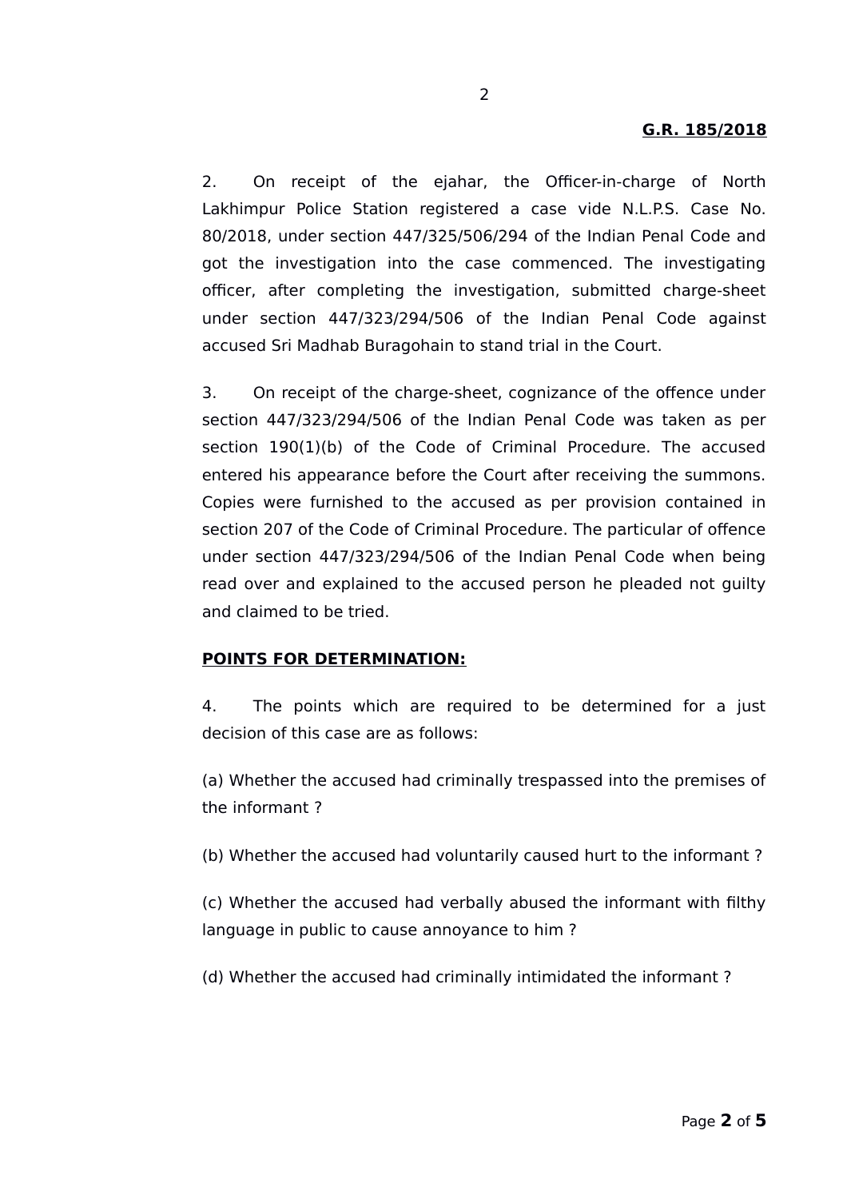**G.R. 185/2018**

2. On receipt of the ejahar, the Officer-in-charge of North Lakhimpur Police Station registered a case vide N.L.P.S. Case No. 80/2018, under section 447/325/506/294 of the Indian Penal Code and got the investigation into the case commenced. The investigating officer, after completing the investigation, submitted charge-sheet under section 447/323/294/506 of the Indian Penal Code against accused Sri Madhab Buragohain to stand trial in the Court.

3. On receipt of the charge-sheet, cognizance of the offence under section 447/323/294/506 of the Indian Penal Code was taken as per section 190(1)(b) of the Code of Criminal Procedure. The accused entered his appearance before the Court after receiving the summons. Copies were furnished to the accused as per provision contained in section 207 of the Code of Criminal Procedure. The particular of offence under section 447/323/294/506 of the Indian Penal Code when being read over and explained to the accused person he pleaded not guilty and claimed to be tried.

**POINTS FOR DETERMINATION:**

4. The points which are required to be determined for a just decision of this case are as follows:

(a) Whether the accused had criminally trespassed into the premises of the informant ?

(b) Whether the accused had voluntarily caused hurt to the informant ?

(c) Whether the accused had verbally abused the informant with filthy language in public to cause annoyance to him ?

(d) Whether the accused had criminally intimidated the informant ?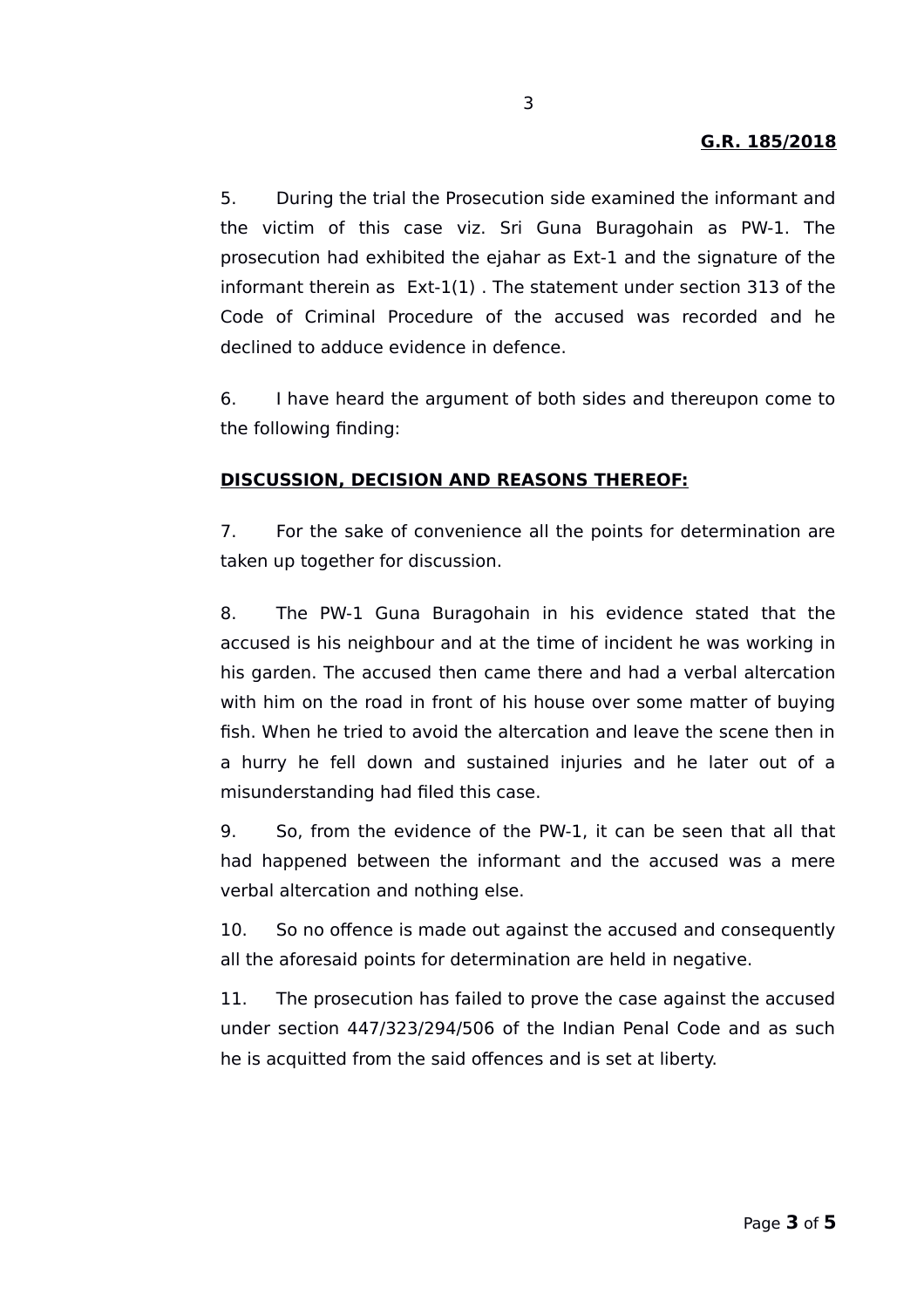5. During the trial the Prosecution side examined the informant and the victim of this case viz. Sri Guna Buragohain as PW-1. The prosecution had exhibited the ejahar as Ext-1 and the signature of the informant therein as Ext-1(1) . The statement under section 313 of the Code of Criminal Procedure of the accused was recorded and he declined to adduce evidence in defence.

6. I have heard the argument of both sides and thereupon come to the following finding:

**DISCUSSION, DECISION AND REASONS THEREOF:**

7. For the sake of convenience all the points for determination are taken up together for discussion.

8. The PW-1 Guna Buragohain in his evidence stated that the accused is his neighbour and at the time of incident he was working in his garden. The accused then came there and had a verbal altercation with him on the road in front of his house over some matter of buying fish. When he tried to avoid the altercation and leave the scene then in a hurry he fell down and sustained injuries and he later out of a misunderstanding had filed this case.

9. So, from the evidence of the PW-1, it can be seen that all that had happened between the informant and the accused was a mere verbal altercation and nothing else.

10. So no offence is made out against the accused and consequently all the aforesaid points for determination are held in negative.

11. The prosecution has failed to prove the case against the accused under section 447/323/294/506 of the Indian Penal Code and as such he is acquitted from the said offences and is set at liberty.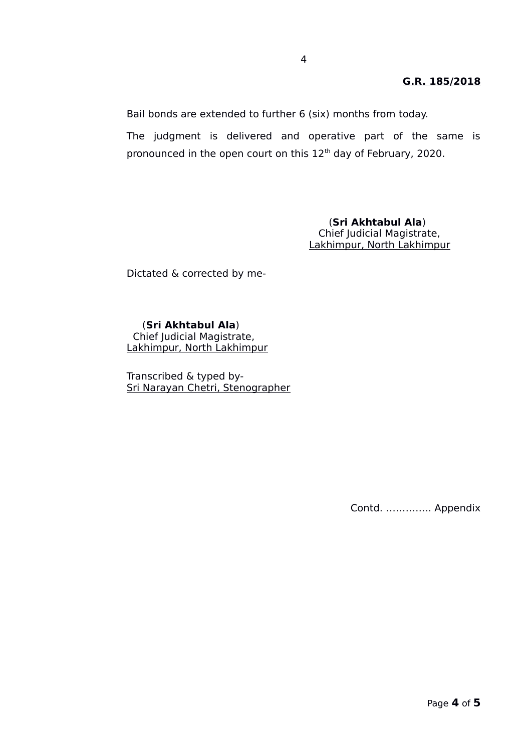**G.R. 185/2018**

Bail bonds are extended to further 6 (six) months from today.

The judgment is delivered and operative part of the same is pronounced in the open court on this 12th day of February, 2020.

(**Sri Akhtabul Ala**)
Chief Judicial Magistrate,
Lakhimpur, North Lakhimpur

Dictated & corrected by me-

(**Sri Akhtabul Ala**)
Chief Judicial Magistrate,
Lakhimpur, North Lakhimpur

Transcribed & typed by-
Sri Narayan Chetri, Stenographer

Contd. …………. Appendix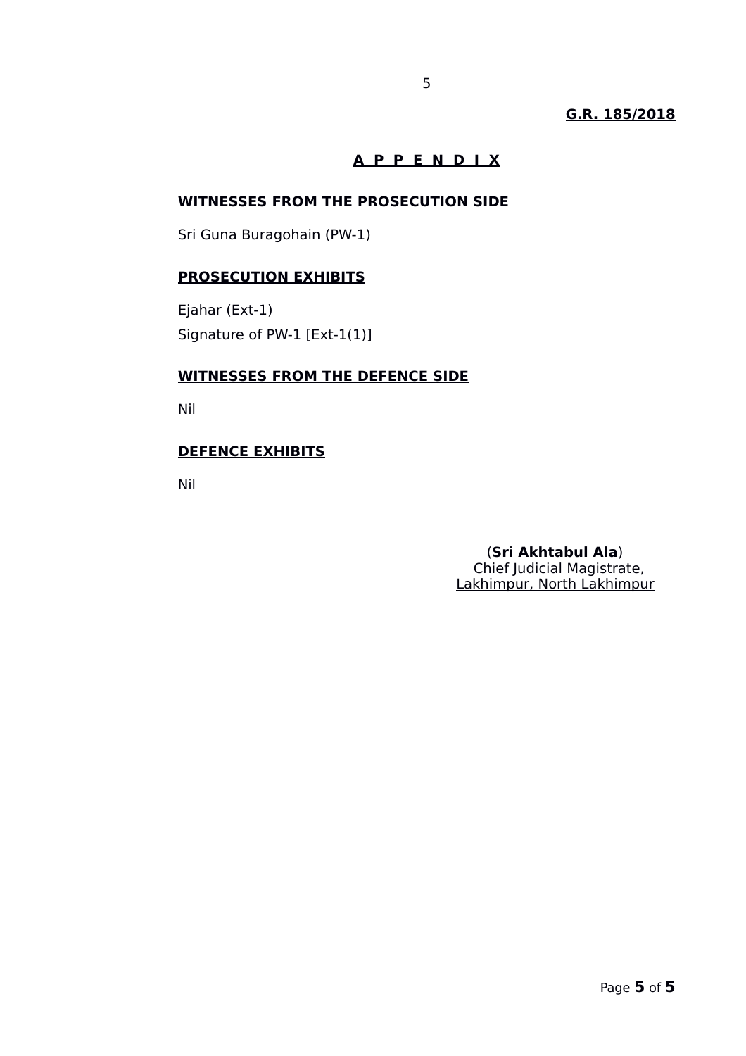**G.R. 185/2018**

## A P P E N D I X

### WITNESSES FROM THE PROSECUTION SIDE

Sri Guna Buragohain (PW-1)

### PROSECUTION EXHIBITS

Ejahar (Ext-1)

Signature of PW-1 [Ext-1(1)]

### WITNESSES FROM THE DEFENCE SIDE

Nil

### DEFENCE EXHIBITS

Nil

(**Sri Akhtabul Ala**)
Chief Judicial Magistrate,
Lakhimpur, North Lakhimpur